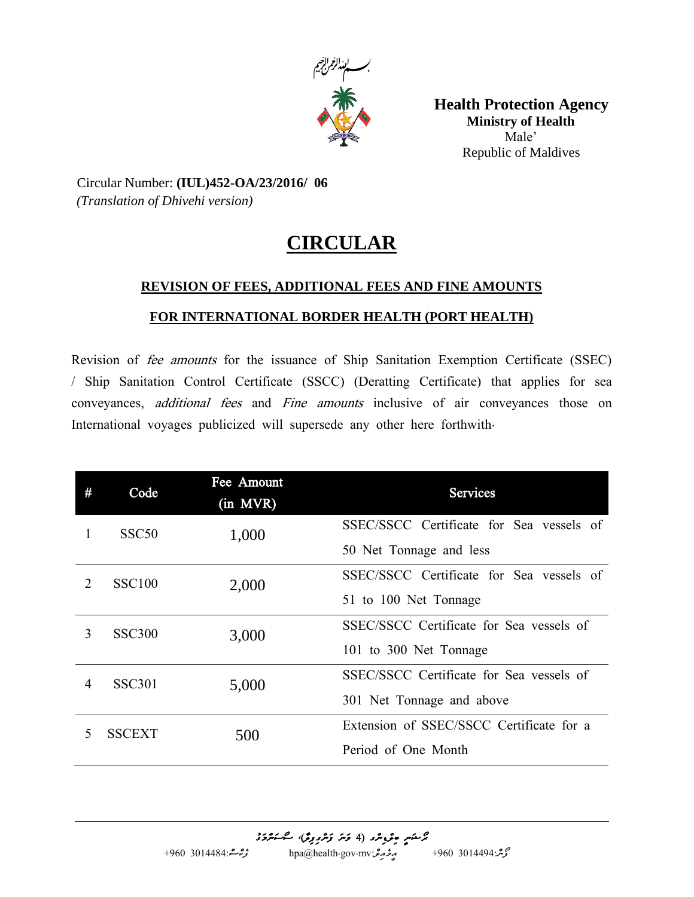بسم الله الرحمن الرحيم

**Health Protection Agency**
**Ministry of Health**
Male'
Republic of Maldives

Circular Number: **(IUL)452-OA/23/2016/ 06**
*(Translation of Dhivehi version)*

# CIRCULAR

## REVISION OF FEES, ADDITIONAL FEES AND FINE AMOUNTS

## FOR INTERNATIONAL BORDER HEALTH (PORT HEALTH)

Revision of *fee amounts* for the issuance of Ship Sanitation Exemption Certificate (SSEC) / Ship Sanitation Control Certificate (SSCC) (Deratting Certificate) that applies for sea conveyances, *additional fees* and *Fine amounts* inclusive of air conveyances those on International voyages publicized will supersede any other here forthwith.

| # | Code | Fee Amount (in MVR) | Services |
|---|---|---|---|
| 1 | SSC50 | 1,000 | SSEC/SSCC Certificate for Sea vessels of 50 Net Tonnage and less |
| 2 | SSC100 | 2,000 | SSEC/SSCC Certificate for Sea vessels of 51 to 100 Net Tonnage |
| 3 | SSC300 | 3,000 | SSEC/SSCC Certificate for Sea vessels of 101 to 300 Net Tonnage |
| 4 | SSC301 | 5,000 | SSEC/SSCC Certificate for Sea vessels of 301 Net Tonnage and above |
| 5 | SSCEXT | 500 | Extension of SSEC/SSCC Certificate for a Period of One Month |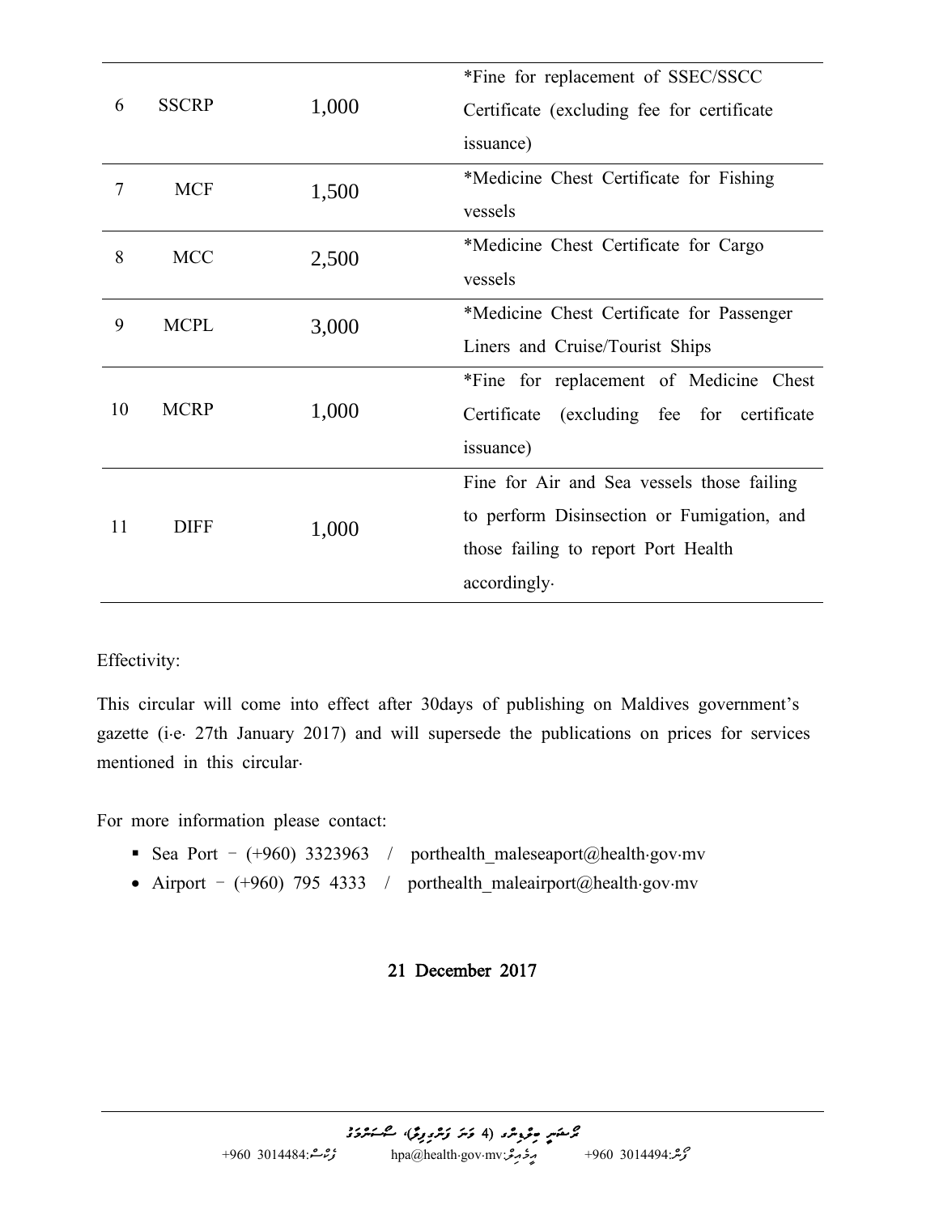| | | | |
|---|---|---|---|
| 6 | SSCRP | 1,000 | *Fine for replacement of SSEC/SSCC Certificate (excluding fee for certificate issuance) |
| 7 | MCF | 1,500 | *Medicine Chest Certificate for Fishing vessels |
| 8 | MCC | 2,500 | *Medicine Chest Certificate for Cargo vessels |
| 9 | MCPL | 3,000 | *Medicine Chest Certificate for Passenger Liners and Cruise/Tourist Ships |
| 10 | MCRP | 1,000 | *Fine for replacement of Medicine Chest Certificate (excluding fee for certificate issuance) |
| 11 | DIFF | 1,000 | Fine for Air and Sea vessels those failing to perform Disinsection or Fumigation, and those failing to report Port Health accordingly. |

Effectivity:

This circular will come into effect after 30days of publishing on Maldives government's gazette (i.e. 27th January 2017) and will supersede the publications on prices for services mentioned in this circular.

For more information please contact:

- Sea Port – (+960) 3323963 / porthealth_maleseaport@health.gov.mv
- Airport – (+960) 795 4333 / porthealth_maleairport@health.gov.mv

**21 December 2017**